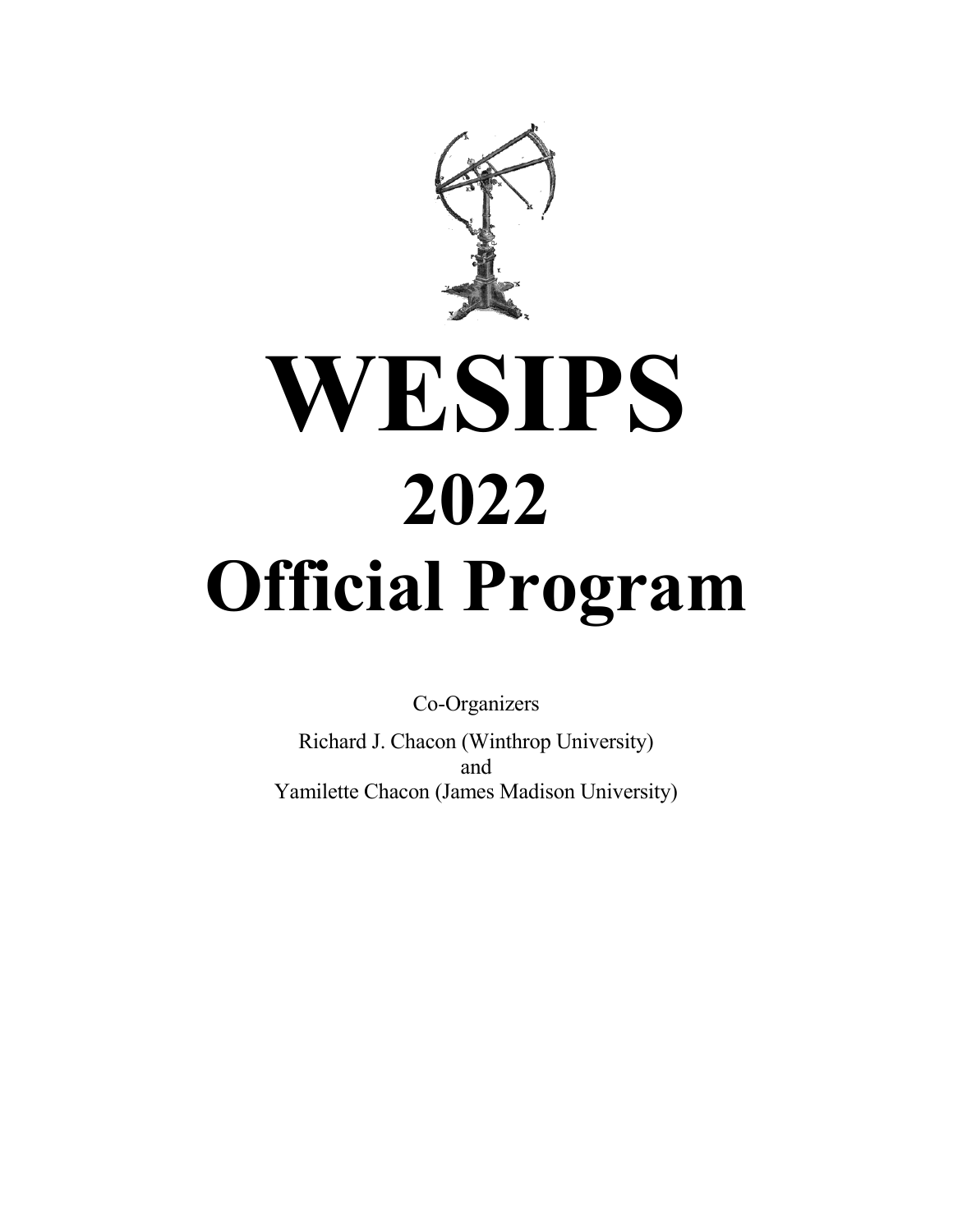# WESIPS

# 2022

# Official Program

Co-Organizers

Richard J. Chacon (Winthrop University)
and
Yamilette Chacon (James Madison University)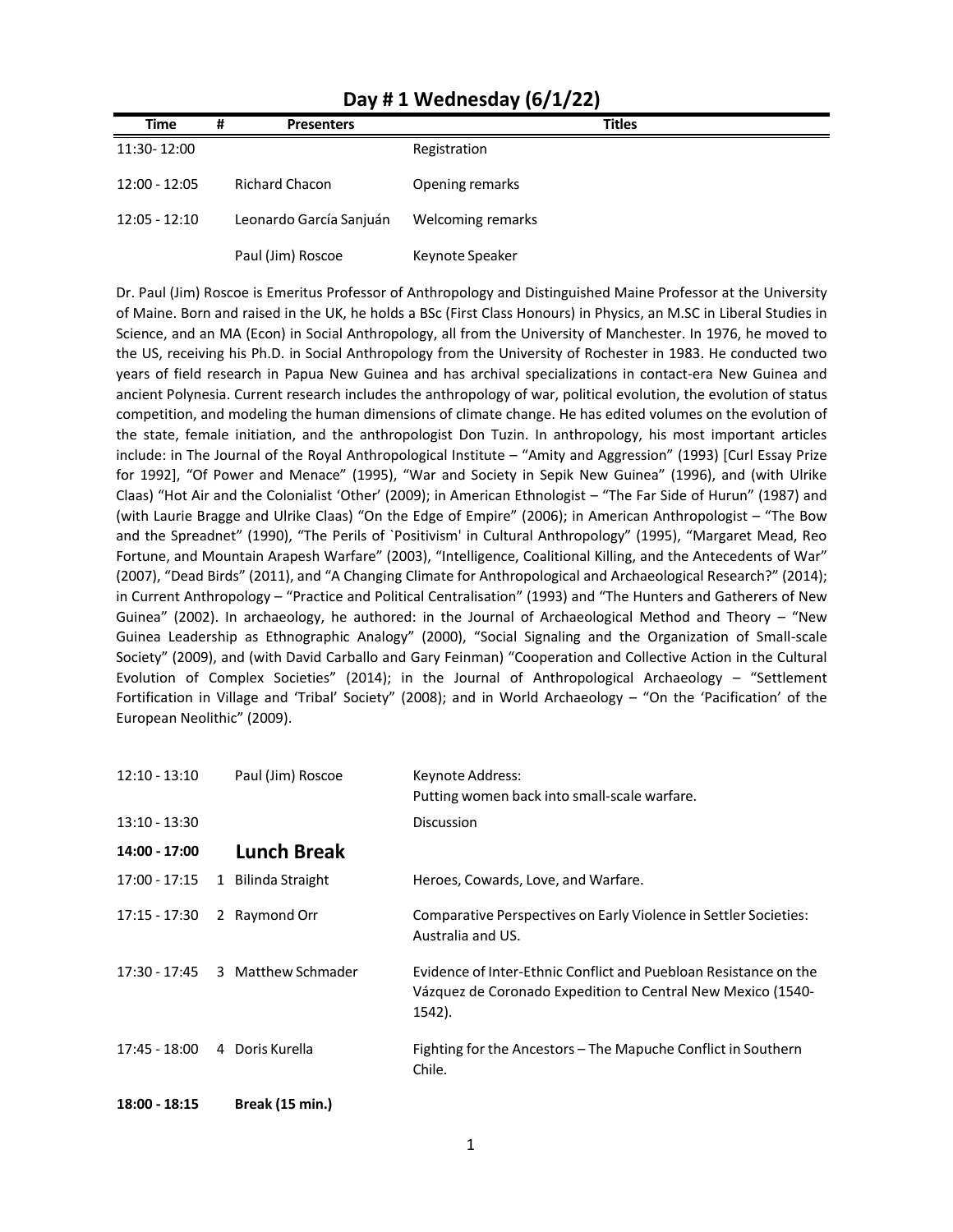## Day # 1 Wednesday (6/1/22)

| Time | # | Presenters | Titles |
|---|---|---|---|
| 11:30- 12:00 | | | Registration |
| 12:00 - 12:05 | | Richard Chacon | Opening remarks |
| 12:05 - 12:10 | | Leonardo García Sanjuán | Welcoming remarks |
| | | Paul (Jim) Roscoe | Keynote Speaker |

Dr. Paul (Jim) Roscoe is Emeritus Professor of Anthropology and Distinguished Maine Professor at the University of Maine. Born and raised in the UK, he holds a BSc (First Class Honours) in Physics, an M.SC in Liberal Studies in Science, and an MA (Econ) in Social Anthropology, all from the University of Manchester. In 1976, he moved to the US, receiving his Ph.D. in Social Anthropology from the University of Rochester in 1983. He conducted two years of field research in Papua New Guinea and has archival specializations in contact-era New Guinea and ancient Polynesia. Current research includes the anthropology of war, political evolution, the evolution of status competition, and modeling the human dimensions of climate change. He has edited volumes on the evolution of the state, female initiation, and the anthropologist Don Tuzin. In anthropology, his most important articles include: in The Journal of the Royal Anthropological Institute – "Amity and Aggression" (1993) [Curl Essay Prize for 1992], "Of Power and Menace" (1995), "War and Society in Sepik New Guinea" (1996), and (with Ulrike Claas) "Hot Air and the Colonialist 'Other' (2009); in American Ethnologist – "The Far Side of Hurun" (1987) and (with Laurie Bragge and Ulrike Claas) "On the Edge of Empire" (2006); in American Anthropologist – "The Bow and the Spreadnet" (1990), "The Perils of `Positivism' in Cultural Anthropology" (1995), "Margaret Mead, Reo Fortune, and Mountain Arapesh Warfare" (2003), "Intelligence, Coalitional Killing, and the Antecedents of War" (2007), "Dead Birds" (2011), and "A Changing Climate for Anthropological and Archaeological Research?" (2014); in Current Anthropology – "Practice and Political Centralisation" (1993) and "The Hunters and Gatherers of New Guinea" (2002). In archaeology, he authored: in the Journal of Archaeological Method and Theory – "New Guinea Leadership as Ethnographic Analogy" (2000), "Social Signaling and the Organization of Small-scale Society" (2009), and (with David Carballo and Gary Feinman) "Cooperation and Collective Action in the Cultural Evolution of Complex Societies" (2014); in the Journal of Anthropological Archaeology – "Settlement Fortification in Village and 'Tribal' Society" (2008); and in World Archaeology – "On the 'Pacification' of the European Neolithic" (2009).

| Time | # | Presenters | Titles |
|---|---|---|---|
| 12:10 - 13:10 | | Paul (Jim) Roscoe | Keynote Address: Putting women back into small-scale warfare. |
| 13:10 - 13:30 | | | Discussion |
| **14:00 - 17:00** | | **Lunch Break** | |
| 17:00 - 17:15 | 1 | Bilinda Straight | Heroes, Cowards, Love, and Warfare. |
| 17:15 - 17:30 | 2 | Raymond Orr | Comparative Perspectives on Early Violence in Settler Societies: Australia and US. |
| 17:30 - 17:45 | 3 | Matthew Schmader | Evidence of Inter-Ethnic Conflict and Puebloan Resistance on the Vázquez de Coronado Expedition to Central New Mexico (1540-1542). |
| 17:45 - 18:00 | 4 | Doris Kurella | Fighting for the Ancestors – The Mapuche Conflict in Southern Chile. |
| **18:00 - 18:15** | | **Break (15 min.)** | |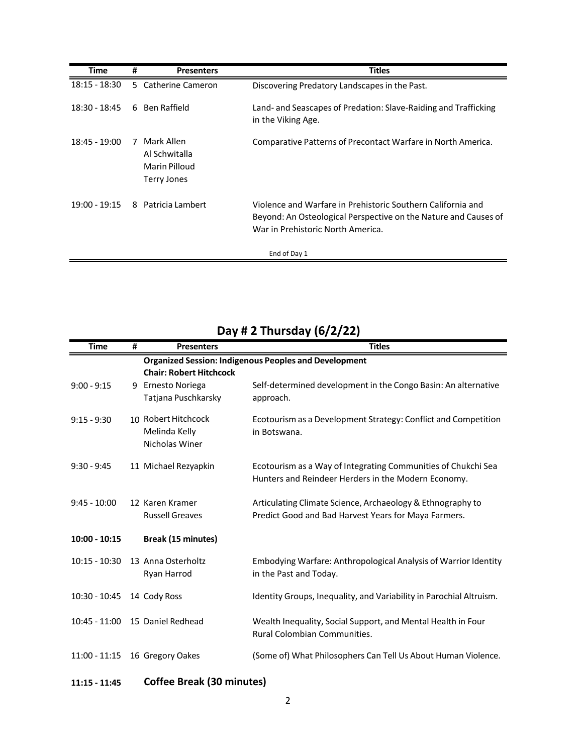| Time | # | Presenters | Titles |
|---|---|---|---|
| 18:15 - 18:30 | 5 | Catherine Cameron | Discovering Predatory Landscapes in the Past. |
| 18:30 - 18:45 | 6 | Ben Raffield | Land- and Seascapes of Predation: Slave-Raiding and Trafficking in the Viking Age. |
| 18:45 - 19:00 | 7 | Mark Allen<br>Al Schwitalla<br>Marin Pilloud<br>Terry Jones | Comparative Patterns of Precontact Warfare in North America. |
| 19:00 - 19:15 | 8 | Patricia Lambert | Violence and Warfare in Prehistoric Southern California and Beyond: An Osteological Perspective on the Nature and Causes of War in Prehistoric North America. |
| | | | End of Day 1 |

## Day # 2 Thursday (6/2/22)

| Time | # | Presenters | Titles |
|---|---|---|---|
| | | **Organized Session: Indigenous Peoples and Development** | |
| | | **Chair: Robert Hitchcock** | |
| 9:00 - 9:15 | 9 | Ernesto Noriega<br>Tatjana Puschkarsky | Self-determined development in the Congo Basin: An alternative approach. |
| 9:15 - 9:30 | 10 | Robert Hitchcock<br>Melinda Kelly<br>Nicholas Winer | Ecotourism as a Development Strategy: Conflict and Competition in Botswana. |
| 9:30 - 9:45 | 11 | Michael Rezyapkin | Ecotourism as a Way of Integrating Communities of Chukchi Sea Hunters and Reindeer Herders in the Modern Economy. |
| 9:45 - 10:00 | 12 | Karen Kramer<br>Russell Greaves | Articulating Climate Science, Archaeology & Ethnography to Predict Good and Bad Harvest Years for Maya Farmers. |
| **10:00 - 10:15** | | **Break (15 minutes)** | |
| 10:15 - 10:30 | 13 | Anna Osterholtz<br>Ryan Harrod | Embodying Warfare: Anthropological Analysis of Warrior Identity in the Past and Today. |
| 10:30 - 10:45 | 14 | Cody Ross | Identity Groups, Inequality, and Variability in Parochial Altruism. |
| 10:45 - 11:00 | 15 | Daniel Redhead | Wealth Inequality, Social Support, and Mental Health in Four Rural Colombian Communities. |
| 11:00 - 11:15 | 16 | Gregory Oakes | (Some of) What Philosophers Can Tell Us About Human Violence. |
| **11:15 - 11:45** | | **Coffee Break (30 minutes)** | |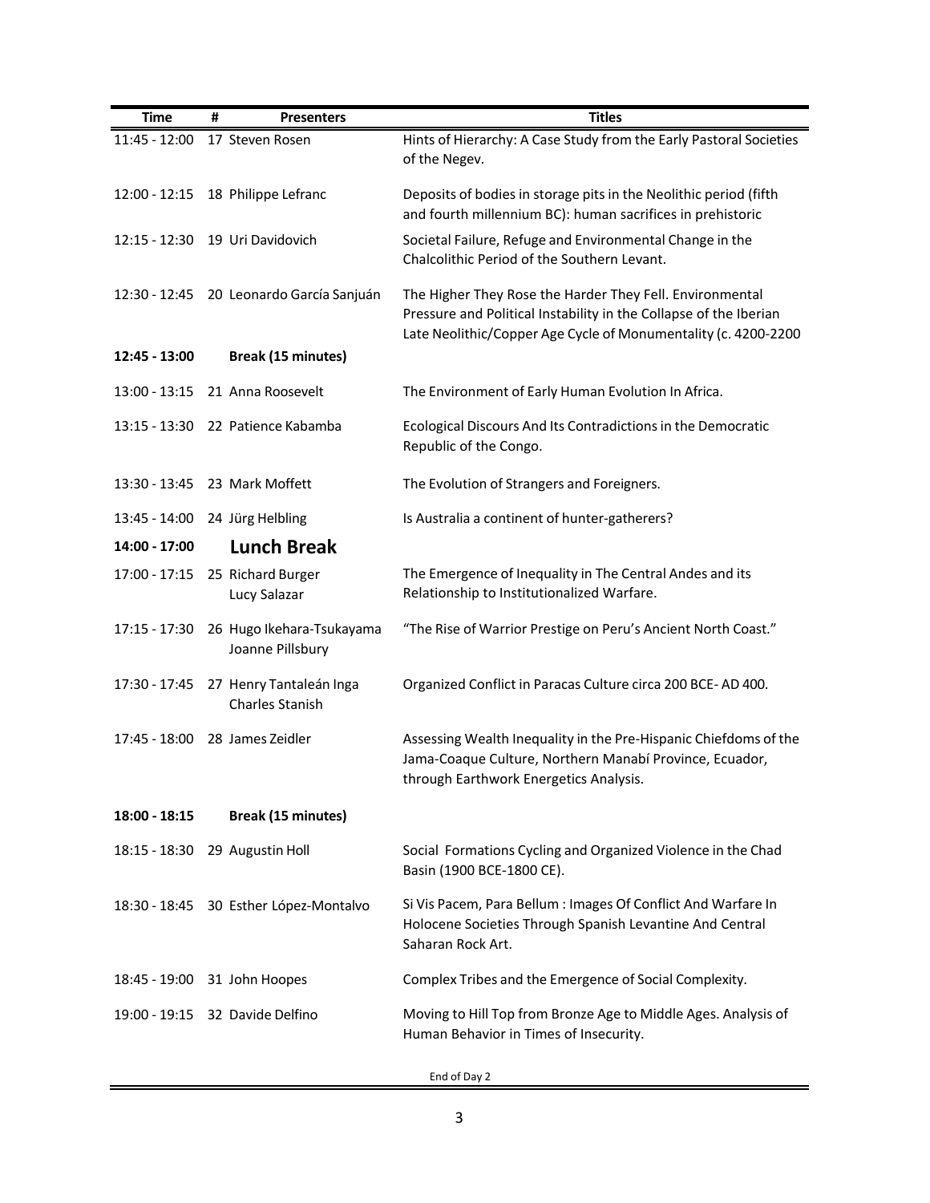| Time | # | Presenters | Titles |
|---|---|---|---|
| 11:45 - 12:00 | 17 | Steven Rosen | Hints of Hierarchy: A Case Study from the Early Pastoral Societies of the Negev. |
| 12:00 - 12:15 | 18 | Philippe Lefranc | Deposits of bodies in storage pits in the Neolithic period (fifth and fourth millennium BC): human sacrifices in prehistoric |
| 12:15 - 12:30 | 19 | Uri Davidovich | Societal Failure, Refuge and Environmental Change in the Chalcolithic Period of the Southern Levant. |
| 12:30 - 12:45 | 20 | Leonardo García Sanjuán | The Higher They Rose the Harder They Fell. Environmental Pressure and Political Instability in the Collapse of the Iberian Late Neolithic/Copper Age Cycle of Monumentality (c. 4200-2200 |
| **12:45 - 13:00** | | **Break (15 minutes)** | |
| 13:00 - 13:15 | 21 | Anna Roosevelt | The Environment of Early Human Evolution In Africa. |
| 13:15 - 13:30 | 22 | Patience Kabamba | Ecological Discours And Its Contradictions in the Democratic Republic of the Congo. |
| 13:30 - 13:45 | 23 | Mark Moffett | The Evolution of Strangers and Foreigners. |
| 13:45 - 14:00 | 24 | Jürg Helbling | Is Australia a continent of hunter-gatherers? |
| **14:00 - 17:00** | | **Lunch Break** | |
| 17:00 - 17:15 | 25 | Richard Burger<br>Lucy Salazar | The Emergence of Inequality in The Central Andes and its Relationship to Institutionalized Warfare. |
| 17:15 - 17:30 | 26 | Hugo Ikehara-Tsukayama<br>Joanne Pillsbury | "The Rise of Warrior Prestige on Peru's Ancient North Coast." |
| 17:30 - 17:45 | 27 | Henry Tantaleán Inga<br>Charles Stanish | Organized Conflict in Paracas Culture circa 200 BCE- AD 400. |
| 17:45 - 18:00 | 28 | James Zeidler | Assessing Wealth Inequality in the Pre-Hispanic Chiefdoms of the Jama-Coaque Culture, Northern Manabí Province, Ecuador, through Earthwork Energetics Analysis. |
| **18:00 - 18:15** | | **Break (15 minutes)** | |
| 18:15 - 18:30 | 29 | Augustin Holl | Social Formations Cycling and Organized Violence in the Chad Basin (1900 BCE-1800 CE). |
| 18:30 - 18:45 | 30 | Esther López-Montalvo | Si Vis Pacem, Para Bellum : Images Of Conflict And Warfare In Holocene Societies Through Spanish Levantine And Central Saharan Rock Art. |
| 18:45 - 19:00 | 31 | John Hoopes | Complex Tribes and the Emergence of Social Complexity. |
| 19:00 - 19:15 | 32 | Davide Delfino | Moving to Hill Top from Bronze Age to Middle Ages. Analysis of Human Behavior in Times of Insecurity. |

End of Day 2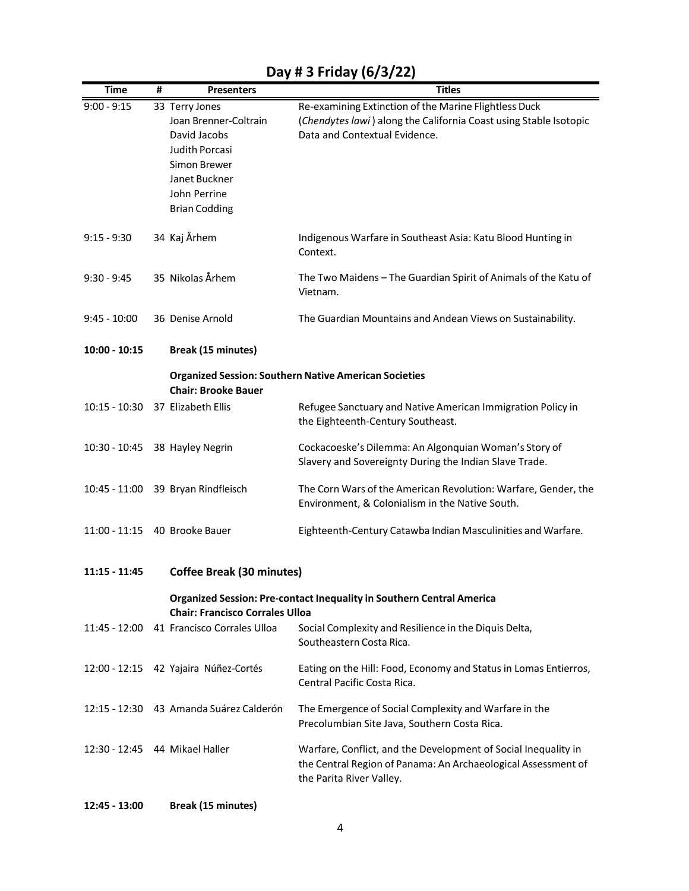# Day # 3 Friday (6/3/22)

| Time | # | Presenters | Titles |
|---|---|---|---|
| 9:00 - 9:15 | 33 | Terry Jones<br>Joan Brenner-Coltrain<br>David Jacobs<br>Judith Porcasi<br>Simon Brewer<br>Janet Buckner<br>John Perrine<br>Brian Codding | Re-examining Extinction of the Marine Flightless Duck (*Chendytes lawi*) along the California Coast using Stable Isotopic Data and Contextual Evidence. |
| 9:15 - 9:30 | 34 | Kaj Århem | Indigenous Warfare in Southeast Asia: Katu Blood Hunting in Context. |
| 9:30 - 9:45 | 35 | Nikolas Århem | The Two Maidens – The Guardian Spirit of Animals of the Katu of Vietnam. |
| 9:45 - 10:00 | 36 | Denise Arnold | The Guardian Mountains and Andean Views on Sustainability. |
| **10:00 - 10:15** | | **Break (15 minutes)** | |
| | | **Organized Session: Southern Native American Societies**<br>**Chair: Brooke Bauer** | |
| 10:15 - 10:30 | 37 | Elizabeth Ellis | Refugee Sanctuary and Native American Immigration Policy in the Eighteenth-Century Southeast. |
| 10:30 - 10:45 | 38 | Hayley Negrin | Cockacoeske's Dilemma: An Algonquian Woman's Story of Slavery and Sovereignty During the Indian Slave Trade. |
| 10:45 - 11:00 | 39 | Bryan Rindfleisch | The Corn Wars of the American Revolution: Warfare, Gender, the Environment, & Colonialism in the Native South. |
| 11:00 - 11:15 | 40 | Brooke Bauer | Eighteenth-Century Catawba Indian Masculinities and Warfare. |
| **11:15 - 11:45** | | **Coffee Break (30 minutes)** | |
| | | **Organized Session: Pre-contact Inequality in Southern Central America**<br>**Chair: Francisco Corrales Ulloa** | |
| 11:45 - 12:00 | 41 | Francisco Corrales Ulloa | Social Complexity and Resilience in the Diquis Delta, Southeastern Costa Rica. |
| 12:00 - 12:15 | 42 | Yajaira Núñez-Cortés | Eating on the Hill: Food, Economy and Status in Lomas Entierros, Central Pacific Costa Rica. |
| 12:15 - 12:30 | 43 | Amanda Suárez Calderón | The Emergence of Social Complexity and Warfare in the Precolumbian Site Java, Southern Costa Rica. |
| 12:30 - 12:45 | 44 | Mikael Haller | Warfare, Conflict, and the Development of Social Inequality in the Central Region of Panama: An Archaeological Assessment of the Parita River Valley. |
| **12:45 - 13:00** | | **Break (15 minutes)** | |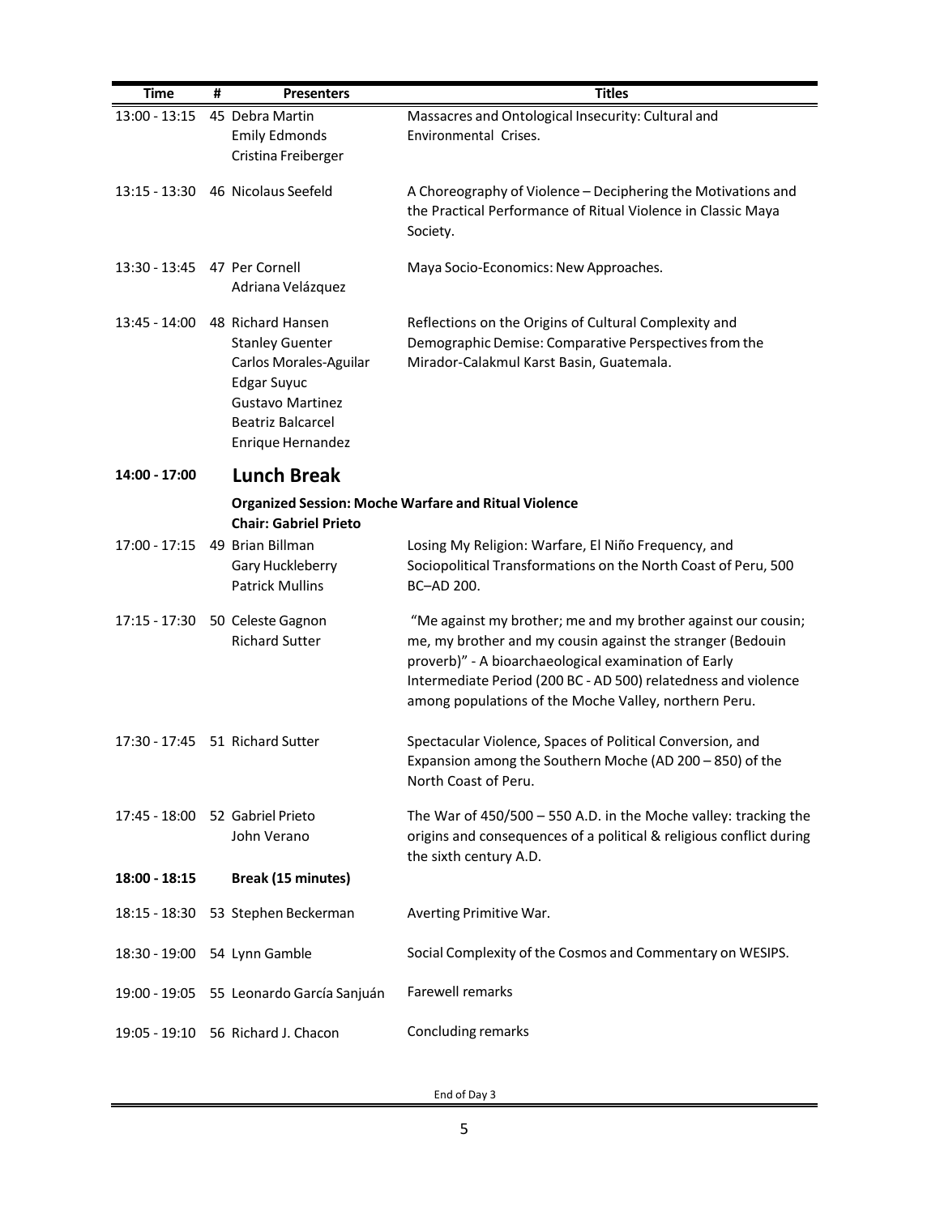| Time | # | Presenters | Titles |
| --- | --- | --- | --- |
| 13:00 - 13:15 | 45 | Debra Martin<br>Emily Edmonds<br>Cristina Freiberger | Massacres and Ontological Insecurity: Cultural and Environmental Crises. |
| 13:15 - 13:30 | 46 | Nicolaus Seefeld | A Choreography of Violence – Deciphering the Motivations and the Practical Performance of Ritual Violence in Classic Maya Society. |
| 13:30 - 13:45 | 47 | Per Cornell<br>Adriana Velázquez | Maya Socio-Economics: New Approaches. |
| 13:45 - 14:00 | 48 | Richard Hansen<br>Stanley Guenter<br>Carlos Morales-Aguilar<br>Edgar Suyuc<br>Gustavo Martinez<br>Beatriz Balcarcel<br>Enrique Hernandez | Reflections on the Origins of Cultural Complexity and Demographic Demise: Comparative Perspectives from the Mirador-Calakmul Karst Basin, Guatemala. |
| **14:00 - 17:00** | | **Lunch Break** | |
| | | **Organized Session: Moche Warfare and Ritual Violence**<br>**Chair: Gabriel Prieto** | |
| 17:00 - 17:15 | 49 | Brian Billman<br>Gary Huckleberry<br>Patrick Mullins | Losing My Religion: Warfare, El Niño Frequency, and Sociopolitical Transformations on the North Coast of Peru, 500 BC–AD 200. |
| 17:15 - 17:30 | 50 | Celeste Gagnon<br>Richard Sutter | "Me against my brother; me and my brother against our cousin; me, my brother and my cousin against the stranger (Bedouin proverb)" - A bioarchaeological examination of Early Intermediate Period (200 BC - AD 500) relatedness and violence among populations of the Moche Valley, northern Peru. |
| 17:30 - 17:45 | 51 | Richard Sutter | Spectacular Violence, Spaces of Political Conversion, and Expansion among the Southern Moche (AD 200 – 850) of the North Coast of Peru. |
| 17:45 - 18:00 | 52 | Gabriel Prieto<br>John Verano | The War of 450/500 – 550 A.D. in the Moche valley: tracking the origins and consequences of a political & religious conflict during the sixth century A.D. |
| **18:00 - 18:15** | | **Break (15 minutes)** | |
| 18:15 - 18:30 | 53 | Stephen Beckerman | Averting Primitive War. |
| 18:30 - 19:00 | 54 | Lynn Gamble | Social Complexity of the Cosmos and Commentary on WESIPS. |
| 19:00 - 19:05 | 55 | Leonardo García Sanjuán | Farewell remarks |
| 19:05 - 19:10 | 56 | Richard J. Chacon | Concluding remarks |

End of Day 3